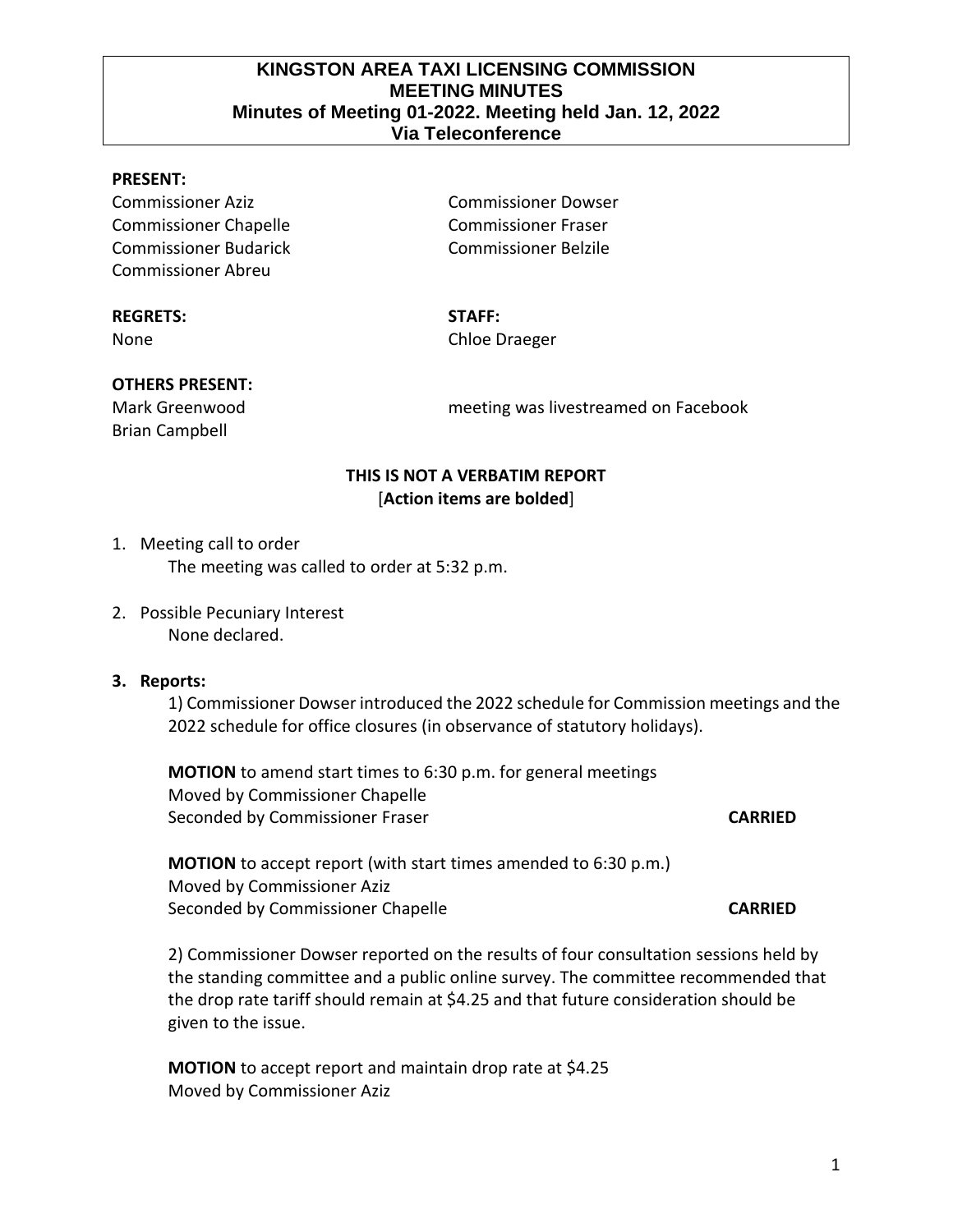# KINGSTON AREA TAXI LICENSING COMMISSION
## MEETING MINUTES
### Minutes of Meeting 01-2022. Meeting held Jan. 12, 2022
### Via Teleconference

**PRESENT:**

Commissioner Aziz
Commissioner Chapelle
Commissioner Budarick
Commissioner Abreu
Commissioner Dowser
Commissioner Fraser
Commissioner Belzile

**REGRETS:**
None

**STAFF:**
Chloe Draeger

**OTHERS PRESENT:**
Mark Greenwood
Brian Campbell

meeting was livestreamed on Facebook

**THIS IS NOT A VERBATIM REPORT**
[**Action items are bolded**]

1. Meeting call to order
   The meeting was called to order at 5:32 p.m.

2. Possible Pecuniary Interest
   None declared.

3. **Reports:**

   1) Commissioner Dowser introduced the 2022 schedule for Commission meetings and the 2022 schedule for office closures (in observance of statutory holidays).

   **MOTION** to amend start times to 6:30 p.m. for general meetings
   Moved by Commissioner Chapelle
   Seconded by Commissioner Fraser **CARRIED**

   **MOTION** to accept report (with start times amended to 6:30 p.m.)
   Moved by Commissioner Aziz
   Seconded by Commissioner Chapelle **CARRIED**

   2) Commissioner Dowser reported on the results of four consultation sessions held by the standing committee and a public online survey. The committee recommended that the drop rate tariff should remain at $4.25 and that future consideration should be given to the issue.

   **MOTION** to accept report and maintain drop rate at $4.25
   Moved by Commissioner Aziz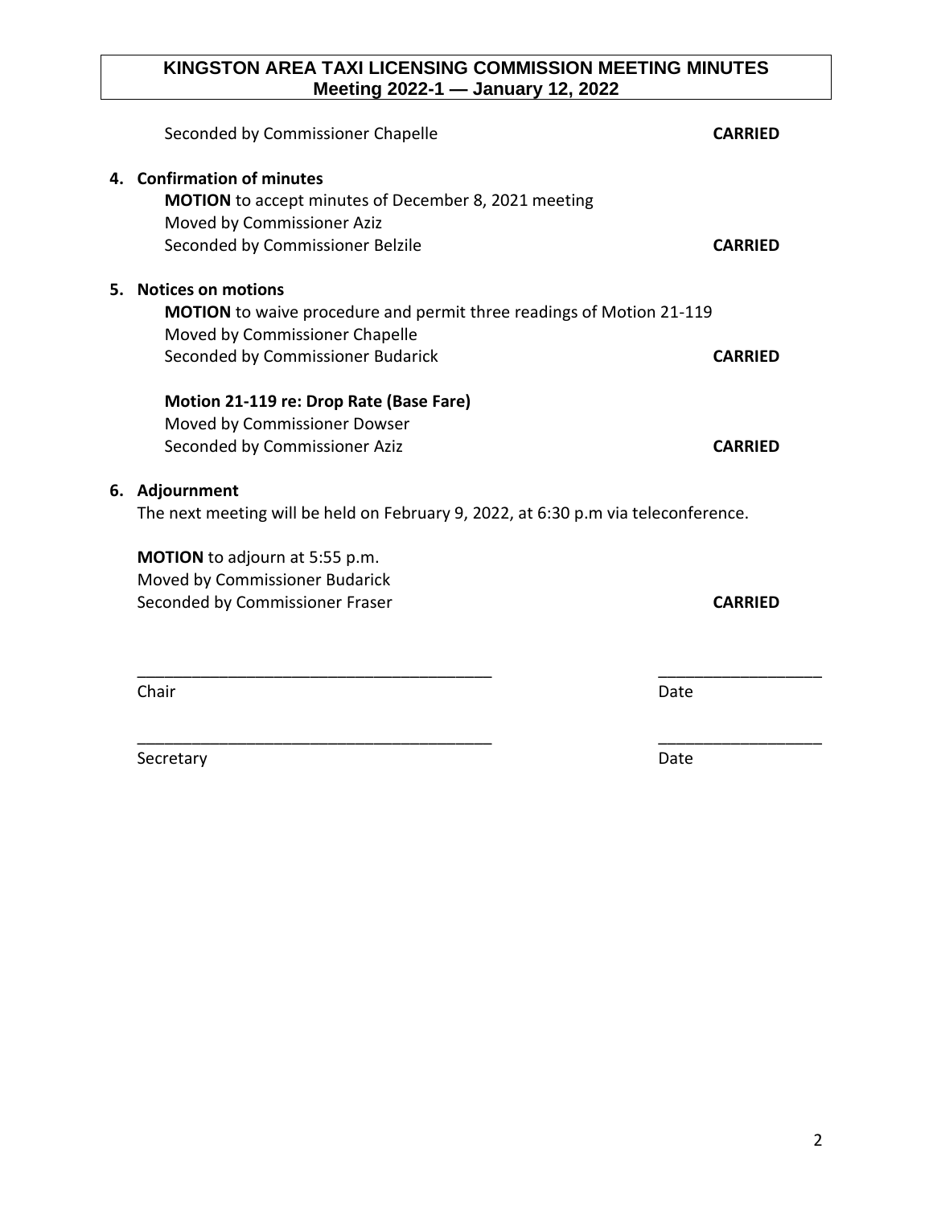Seconded by Commissioner Chapelle **CARRIED**

4. **Confirmation of minutes**

   **MOTION** to accept minutes of December 8, 2021 meeting
   Moved by Commissioner Aziz
   Seconded by Commissioner Belzile **CARRIED**

5. **Notices on motions**

   **MOTION** to waive procedure and permit three readings of Motion 21-119
   Moved by Commissioner Chapelle
   Seconded by Commissioner Budarick **CARRIED**

   **Motion 21-119 re: Drop Rate (Base Fare)**
   Moved by Commissioner Dowser
   Seconded by Commissioner Aziz **CARRIED**

6. **Adjournment**

   The next meeting will be held on February 9, 2022, at 6:30 p.m via teleconference.

   **MOTION** to adjourn at 5:55 p.m.
   Moved by Commissioner Budarick
   Seconded by Commissioner Fraser **CARRIED**

\_\_\_\_\_\_\_\_\_\_\_\_\_\_\_\_\_\_\_\_\_\_\_\_\_\_\_\_\_\_\_\_\_\_\_\_\_\_\_\_ \_\_\_\_\_\_\_\_\_\_\_\_\_\_\_\_\_\_
Chair Date

\_\_\_\_\_\_\_\_\_\_\_\_\_\_\_\_\_\_\_\_\_\_\_\_\_\_\_\_\_\_\_\_\_\_\_\_\_\_\_\_ \_\_\_\_\_\_\_\_\_\_\_\_\_\_\_\_\_\_
Secretary Date